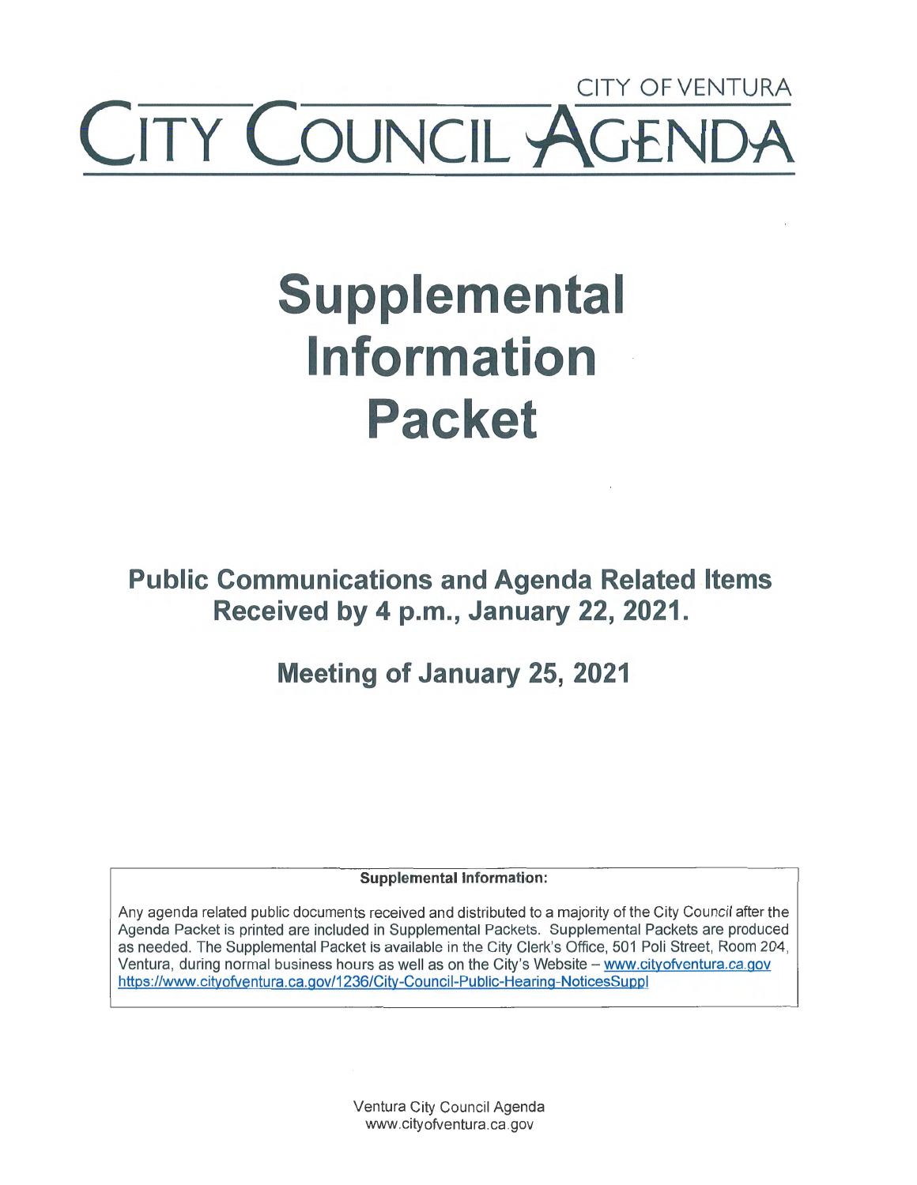CITY OF VENTURA

# CITY COUNCIL AGENDA

# Supplemental Information Packet

## Public Communications and Agenda Related Items Received by 4 p.m., January 22, 2021.

## Meeting of January 25, 2021

**Supplemental Information:**

Any agenda related public documents received and distributed to a majority of the City Council after the Agenda Packet is printed are included in Supplemental Packets. Supplemental Packets are produced as needed. The Supplemental Packet is available in the City Clerk's Office, 501 Poli Street, Room 204, Ventura, during normal business hours as well as on the City's Website – www.cityofventura.ca.gov https://www.cityofventura.ca.gov/1236/City-Council-Public-Hearing-NoticesSuppl

Ventura City Council Agenda
www.cityofventura.ca.gov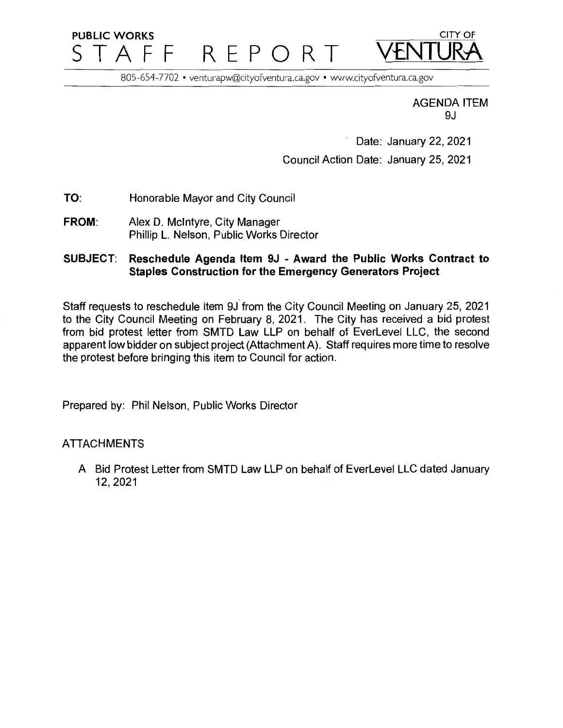PUBLIC WORKS

# STAFF REPORT

CITY OF **VENTURA**

805-654-7702 • venturapw@cityofventura.ca.gov • www.cityofventura.ca.gov

AGENDA ITEM
9J

Date: January 22, 2021

Council Action Date: January 25, 2021

**TO:** Honorable Mayor and City Council

**FROM:** Alex D. McIntyre, City Manager
Phillip L. Nelson, Public Works Director

**SUBJECT: Reschedule Agenda Item 9J - Award the Public Works Contract to Staples Construction for the Emergency Generators Project**

Staff requests to reschedule item 9J from the City Council Meeting on January 25, 2021 to the City Council Meeting on February 8, 2021. The City has received a bid protest from bid protest letter from SMTD Law LLP on behalf of EverLevel LLC, the second apparent low bidder on subject project (Attachment A). Staff requires more time to resolve the protest before bringing this item to Council for action.

Prepared by: Phil Nelson, Public Works Director

ATTACHMENTS

A Bid Protest Letter from SMTD Law LLP on behalf of EverLevel LLC dated January 12, 2021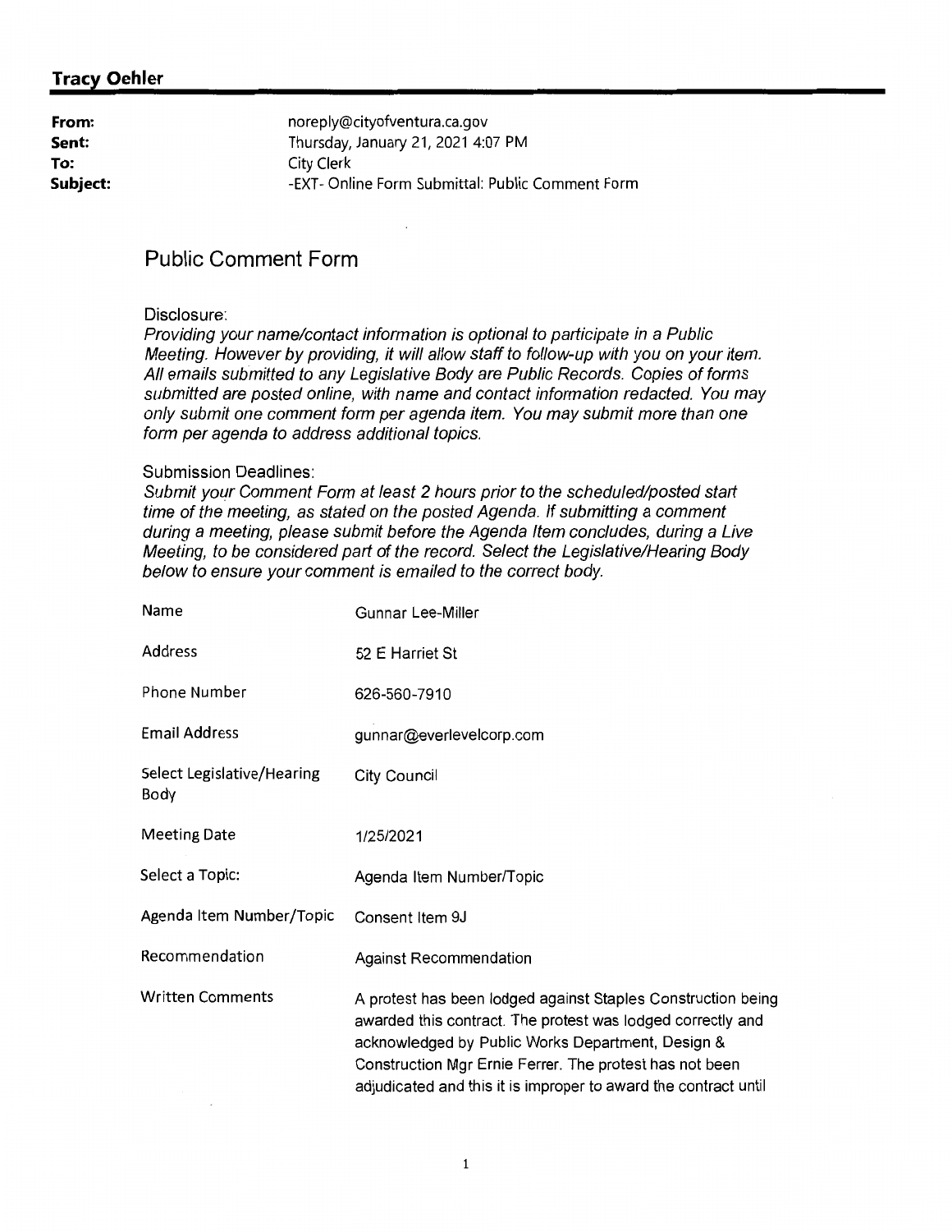**Tracy Oehler**

| | |
|---|---|
| **From:** | noreply@cityofventura.ca.gov |
| **Sent:** | Thursday, January 21, 2021 4:07 PM |
| **To:** | City Clerk |
| **Subject:** | -EXT- Online Form Submittal: Public Comment Form |

## Public Comment Form

Disclosure:

*Providing your name/contact information is optional to participate in a Public Meeting. However by providing, it will allow staff to follow-up with you on your item. All emails submitted to any Legislative Body are Public Records. Copies of forms submitted are posted online, with name and contact information redacted. You may only submit one comment form per agenda item. You may submit more than one form per agenda to address additional topics.*

Submission Deadlines:

*Submit your Comment Form at least 2 hours prior to the scheduled/posted start time of the meeting, as stated on the posted Agenda. If submitting a comment during a meeting, please submit before the Agenda Item concludes, during a Live Meeting, to be considered part of the record. Select the Legislative/Hearing Body below to ensure your comment is emailed to the correct body.*

| | |
|---|---|
| Name | Gunnar Lee-Miller |
| Address | 52 E Harriet St |
| Phone Number | 626-560-7910 |
| Email Address | gunnar@everlevelcorp.com |
| Select Legislative/Hearing Body | City Council |
| Meeting Date | 1/25/2021 |
| Select a Topic: | Agenda Item Number/Topic |
| Agenda Item Number/Topic | Consent Item 9J |
| Recommendation | Against Recommendation |
| Written Comments | A protest has been lodged against Staples Construction being awarded this contract. The protest was lodged correctly and acknowledged by Public Works Department, Design & Construction Mgr Ernie Ferrer. The protest has not been adjudicated and this it is improper to award the contract until |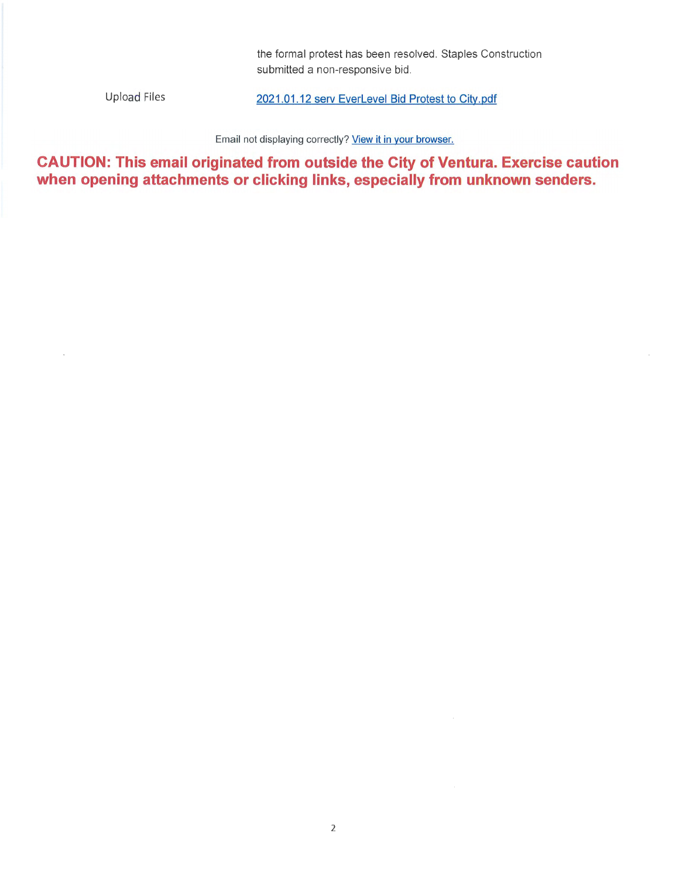| | |
|---|---|
| | the formal protest has been resolved. Staples Construction submitted a non-responsive bid. |
| Upload Files | [2021.01.12 serv EverLevel Bid Protest to City.pdf] |

Email not displaying correctly? [View it in your browser.]

**CAUTION: This email originated from outside the City of Ventura. Exercise caution when opening attachments or clicking links, especially from unknown senders.**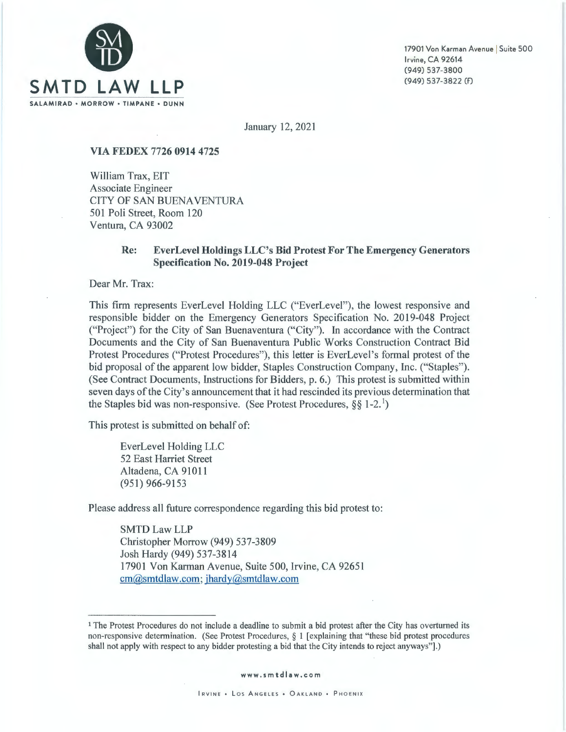SMTD LAW LLP

SALAMIRAD • MORROW • TIMPANE • DUNN

17901 Von Karman Avenue | Suite 500
Irvine, CA 92614
(949) 537-3800
(949) 537-3822 (F)

January 12, 2021

**VIA FEDEX 7726 0914 4725**

William Trax, EIT
Associate Engineer
CITY OF SAN BUENAVENTURA
501 Poli Street, Room 120
Ventura, CA 93002

**Re: EverLevel Holdings LLC's Bid Protest For The Emergency Generators Specification No. 2019-048 Project**

Dear Mr. Trax:

This firm represents EverLevel Holding LLC ("EverLevel"), the lowest responsive and responsible bidder on the Emergency Generators Specification No. 2019-048 Project ("Project") for the City of San Buenaventura ("City"). In accordance with the Contract Documents and the City of San Buenaventura Public Works Construction Contract Bid Protest Procedures ("Protest Procedures"), this letter is EverLevel's formal protest of the bid proposal of the apparent low bidder, Staples Construction Company, Inc. ("Staples"). (See Contract Documents, Instructions for Bidders, p. 6.) This protest is submitted within seven days of the City's announcement that it had rescinded its previous determination that the Staples bid was non-responsive. (See Protest Procedures, §§ 1-2.[1])

This protest is submitted on behalf of:

EverLevel Holding LLC
52 East Harriet Street
Altadena, CA 91011
(951) 966-9153

Please address all future correspondence regarding this bid protest to:

SMTD Law LLP
Christopher Morrow (949) 537-3809
Josh Hardy (949) 537-3814
17901 Von Karman Avenue, Suite 500, Irvine, CA 92651
cm@smtdlaw.com; jhardy@smtdlaw.com

---

[1] The Protest Procedures do not include a deadline to submit a bid protest after the City has overturned its non-responsive determination. (See Protest Procedures, § 1 [explaining that "these bid protest procedures shall not apply with respect to any bidder protesting a bid that the City intends to reject anyways"].)

www.smtdlaw.com

IRVINE • LOS ANGELES • OAKLAND • PHOENIX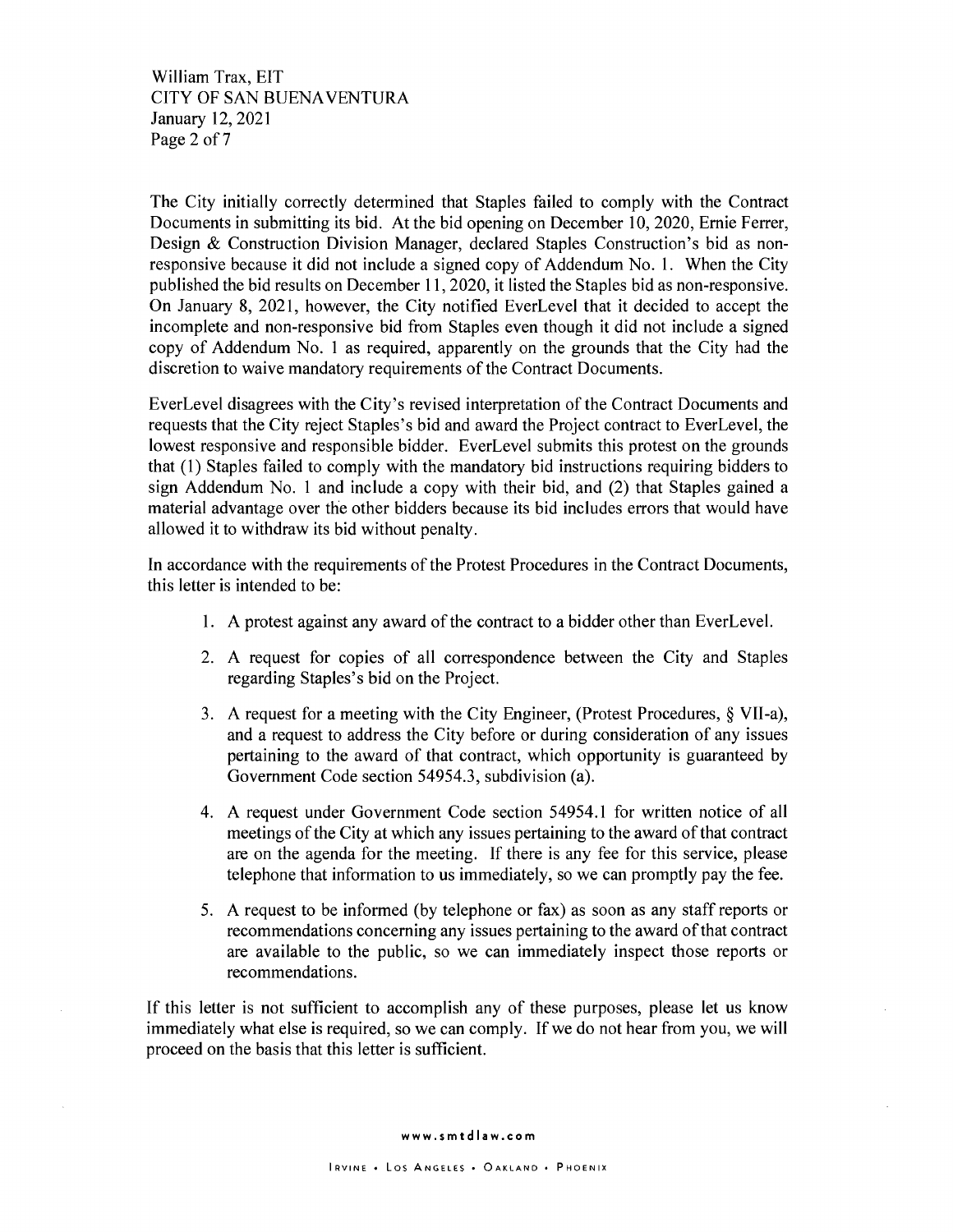The City initially correctly determined that Staples failed to comply with the Contract Documents in submitting its bid. At the bid opening on December 10, 2020, Ernie Ferrer, Design & Construction Division Manager, declared Staples Construction's bid as non-responsive because it did not include a signed copy of Addendum No. 1. When the City published the bid results on December 11, 2020, it listed the Staples bid as non-responsive. On January 8, 2021, however, the City notified EverLevel that it decided to accept the incomplete and non-responsive bid from Staples even though it did not include a signed copy of Addendum No. 1 as required, apparently on the grounds that the City had the discretion to waive mandatory requirements of the Contract Documents.

EverLevel disagrees with the City's revised interpretation of the Contract Documents and requests that the City reject Staples's bid and award the Project contract to EverLevel, the lowest responsive and responsible bidder. EverLevel submits this protest on the grounds that (1) Staples failed to comply with the mandatory bid instructions requiring bidders to sign Addendum No. 1 and include a copy with their bid, and (2) that Staples gained a material advantage over the other bidders because its bid includes errors that would have allowed it to withdraw its bid without penalty.

In accordance with the requirements of the Protest Procedures in the Contract Documents, this letter is intended to be:

1. A protest against any award of the contract to a bidder other than EverLevel.

2. A request for copies of all correspondence between the City and Staples regarding Staples's bid on the Project.

3. A request for a meeting with the City Engineer, (Protest Procedures, § VII-a), and a request to address the City before or during consideration of any issues pertaining to the award of that contract, which opportunity is guaranteed by Government Code section 54954.3, subdivision (a).

4. A request under Government Code section 54954.1 for written notice of all meetings of the City at which any issues pertaining to the award of that contract are on the agenda for the meeting. If there is any fee for this service, please telephone that information to us immediately, so we can promptly pay the fee.

5. A request to be informed (by telephone or fax) as soon as any staff reports or recommendations concerning any issues pertaining to the award of that contract are available to the public, so we can immediately inspect those reports or recommendations.

If this letter is not sufficient to accomplish any of these purposes, please let us know immediately what else is required, so we can comply. If we do not hear from you, we will proceed on the basis that this letter is sufficient.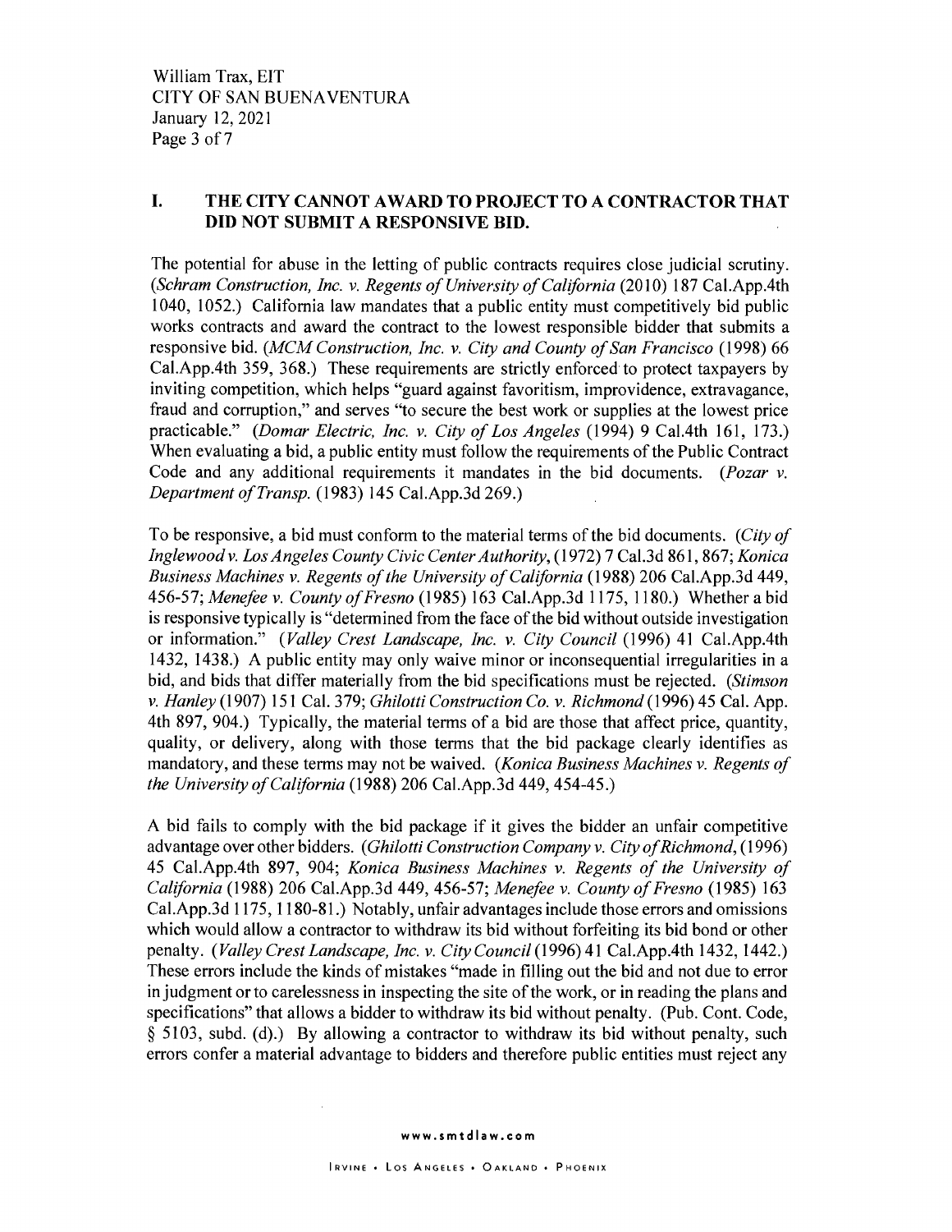## I. THE CITY CANNOT AWARD TO PROJECT TO A CONTRACTOR THAT DID NOT SUBMIT A RESPONSIVE BID.

The potential for abuse in the letting of public contracts requires close judicial scrutiny. (*Schram Construction, Inc. v. Regents of University of California* (2010) 187 Cal.App.4th 1040, 1052.) California law mandates that a public entity must competitively bid public works contracts and award the contract to the lowest responsible bidder that submits a responsive bid. (*MCM Construction, Inc. v. City and County of San Francisco* (1998) 66 Cal.App.4th 359, 368.) These requirements are strictly enforced to protect taxpayers by inviting competition, which helps "guard against favoritism, improvidence, extravagance, fraud and corruption," and serves "to secure the best work or supplies at the lowest price practicable." (*Domar Electric, Inc. v. City of Los Angeles* (1994) 9 Cal.4th 161, 173.) When evaluating a bid, a public entity must follow the requirements of the Public Contract Code and any additional requirements it mandates in the bid documents. (*Pozar v. Department of Transp.* (1983) 145 Cal.App.3d 269.)

To be responsive, a bid must conform to the material terms of the bid documents. (*City of Inglewood v. Los Angeles County Civic Center Authority*, (1972) 7 Cal.3d 861, 867; *Konica Business Machines v. Regents of the University of California* (1988) 206 Cal.App.3d 449, 456-57; *Menefee v. County of Fresno* (1985) 163 Cal.App.3d 1175, 1180.) Whether a bid is responsive typically is "determined from the face of the bid without outside investigation or information." (*Valley Crest Landscape, Inc. v. City Council* (1996) 41 Cal.App.4th 1432, 1438.) A public entity may only waive minor or inconsequential irregularities in a bid, and bids that differ materially from the bid specifications must be rejected. (*Stimson v. Hanley* (1907) 151 Cal. 379; *Ghilotti Construction Co. v. Richmond* (1996) 45 Cal. App. 4th 897, 904.) Typically, the material terms of a bid are those that affect price, quantity, quality, or delivery, along with those terms that the bid package clearly identifies as mandatory, and these terms may not be waived. (*Konica Business Machines v. Regents of the University of California* (1988) 206 Cal.App.3d 449, 454-45.)

A bid fails to comply with the bid package if it gives the bidder an unfair competitive advantage over other bidders. (*Ghilotti Construction Company v. City of Richmond*, (1996) 45 Cal.App.4th 897, 904; *Konica Business Machines v. Regents of the University of California* (1988) 206 Cal.App.3d 449, 456-57; *Menefee v. County of Fresno* (1985) 163 Cal.App.3d 1175, 1180-81.) Notably, unfair advantages include those errors and omissions which would allow a contractor to withdraw its bid without forfeiting its bid bond or other penalty. (*Valley Crest Landscape, Inc. v. City Council* (1996) 41 Cal.App.4th 1432, 1442.) These errors include the kinds of mistakes "made in filling out the bid and not due to error in judgment or to carelessness in inspecting the site of the work, or in reading the plans and specifications" that allows a bidder to withdraw its bid without penalty. (Pub. Cont. Code, § 5103, subd. (d).) By allowing a contractor to withdraw its bid without penalty, such errors confer a material advantage to bidders and therefore public entities must reject any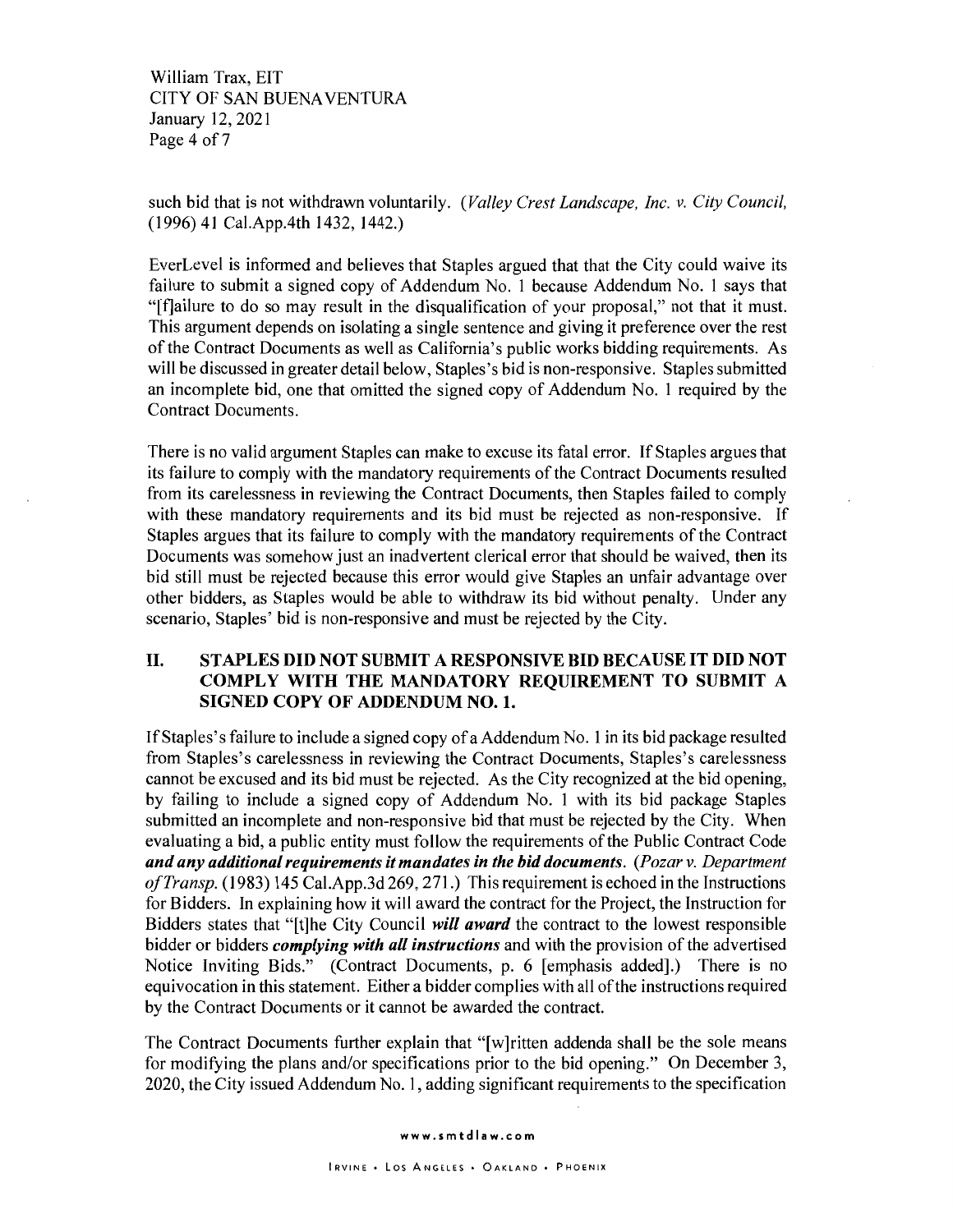such bid that is not withdrawn voluntarily. (*Valley Crest Landscape, Inc. v. City Council*, (1996) 41 Cal.App.4th 1432, 1442.)

EverLevel is informed and believes that Staples argued that that the City could waive its failure to submit a signed copy of Addendum No. 1 because Addendum No. 1 says that "[f]ailure to do so may result in the disqualification of your proposal," not that it must. This argument depends on isolating a single sentence and giving it preference over the rest of the Contract Documents as well as California's public works bidding requirements. As will be discussed in greater detail below, Staples's bid is non-responsive. Staples submitted an incomplete bid, one that omitted the signed copy of Addendum No. 1 required by the Contract Documents.

There is no valid argument Staples can make to excuse its fatal error. If Staples argues that its failure to comply with the mandatory requirements of the Contract Documents resulted from its carelessness in reviewing the Contract Documents, then Staples failed to comply with these mandatory requirements and its bid must be rejected as non-responsive. If Staples argues that its failure to comply with the mandatory requirements of the Contract Documents was somehow just an inadvertent clerical error that should be waived, then its bid still must be rejected because this error would give Staples an unfair advantage over other bidders, as Staples would be able to withdraw its bid without penalty. Under any scenario, Staples' bid is non-responsive and must be rejected by the City.

## II. STAPLES DID NOT SUBMIT A RESPONSIVE BID BECAUSE IT DID NOT COMPLY WITH THE MANDATORY REQUIREMENT TO SUBMIT A SIGNED COPY OF ADDENDUM NO. 1.

If Staples's failure to include a signed copy of a Addendum No. 1 in its bid package resulted from Staples's carelessness in reviewing the Contract Documents, Staples's carelessness cannot be excused and its bid must be rejected. As the City recognized at the bid opening, by failing to include a signed copy of Addendum No. 1 with its bid package Staples submitted an incomplete and non-responsive bid that must be rejected by the City. When evaluating a bid, a public entity must follow the requirements of the Public Contract Code ***and any additional requirements it mandates in the bid documents***. (*Pozar v. Department of Transp.* (1983) 145 Cal.App.3d 269, 271.) This requirement is echoed in the Instructions for Bidders. In explaining how it will award the contract for the Project, the Instruction for Bidders states that "[t]he City Council ***will award*** the contract to the lowest responsible bidder or bidders ***complying with all instructions*** and with the provision of the advertised Notice Inviting Bids." (Contract Documents, p. 6 [emphasis added].) There is no equivocation in this statement. Either a bidder complies with all of the instructions required by the Contract Documents or it cannot be awarded the contract.

The Contract Documents further explain that "[w]ritten addenda shall be the sole means for modifying the plans and/or specifications prior to the bid opening." On December 3, 2020, the City issued Addendum No. 1, adding significant requirements to the specification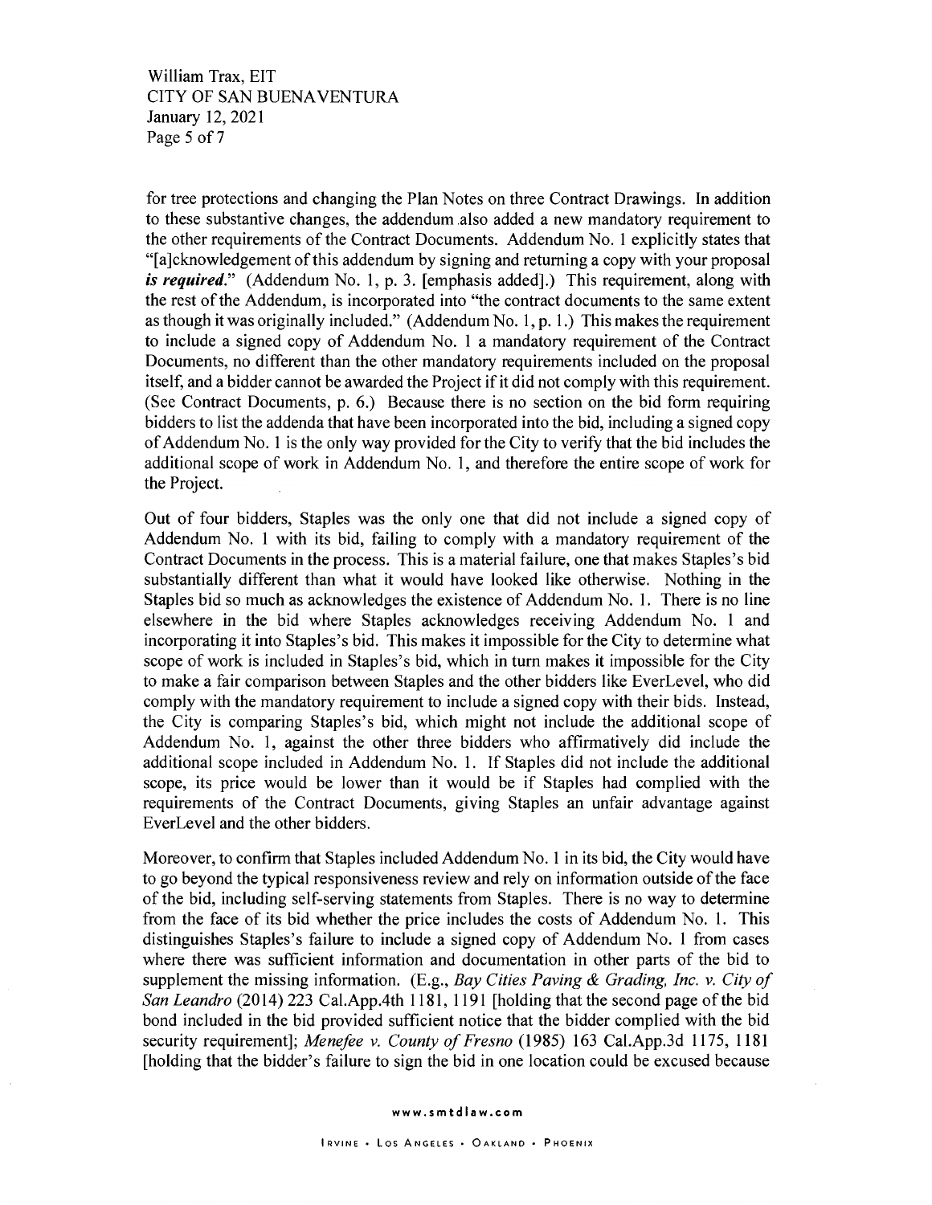for tree protections and changing the Plan Notes on three Contract Drawings. In addition to these substantive changes, the addendum also added a new mandatory requirement to the other requirements of the Contract Documents. Addendum No. 1 explicitly states that "[a]cknowledgement of this addendum by signing and returning a copy with your proposal ***is required.***" (Addendum No. 1, p. 3. [emphasis added].) This requirement, along with the rest of the Addendum, is incorporated into "the contract documents to the same extent as though it was originally included." (Addendum No. 1, p. 1.) This makes the requirement to include a signed copy of Addendum No. 1 a mandatory requirement of the Contract Documents, no different than the other mandatory requirements included on the proposal itself, and a bidder cannot be awarded the Project if it did not comply with this requirement. (See Contract Documents, p. 6.) Because there is no section on the bid form requiring bidders to list the addenda that have been incorporated into the bid, including a signed copy of Addendum No. 1 is the only way provided for the City to verify that the bid includes the additional scope of work in Addendum No. 1, and therefore the entire scope of work for the Project.

Out of four bidders, Staples was the only one that did not include a signed copy of Addendum No. 1 with its bid, failing to comply with a mandatory requirement of the Contract Documents in the process. This is a material failure, one that makes Staples's bid substantially different than what it would have looked like otherwise. Nothing in the Staples bid so much as acknowledges the existence of Addendum No. 1. There is no line elsewhere in the bid where Staples acknowledges receiving Addendum No. 1 and incorporating it into Staples's bid. This makes it impossible for the City to determine what scope of work is included in Staples's bid, which in turn makes it impossible for the City to make a fair comparison between Staples and the other bidders like EverLevel, who did comply with the mandatory requirement to include a signed copy with their bids. Instead, the City is comparing Staples's bid, which might not include the additional scope of Addendum No. 1, against the other three bidders who affirmatively did include the additional scope included in Addendum No. 1. If Staples did not include the additional scope, its price would be lower than it would be if Staples had complied with the requirements of the Contract Documents, giving Staples an unfair advantage against EverLevel and the other bidders.

Moreover, to confirm that Staples included Addendum No. 1 in its bid, the City would have to go beyond the typical responsiveness review and rely on information outside of the face of the bid, including self-serving statements from Staples. There is no way to determine from the face of its bid whether the price includes the costs of Addendum No. 1. This distinguishes Staples's failure to include a signed copy of Addendum No. 1 from cases where there was sufficient information and documentation in other parts of the bid to supplement the missing information. (E.g., *Bay Cities Paving & Grading, Inc. v. City of San Leandro* (2014) 223 Cal.App.4th 1181, 1191 [holding that the second page of the bid bond included in the bid provided sufficient notice that the bidder complied with the bid security requirement]; *Menefee v. County of Fresno* (1985) 163 Cal.App.3d 1175, 1181 [holding that the bidder's failure to sign the bid in one location could be excused because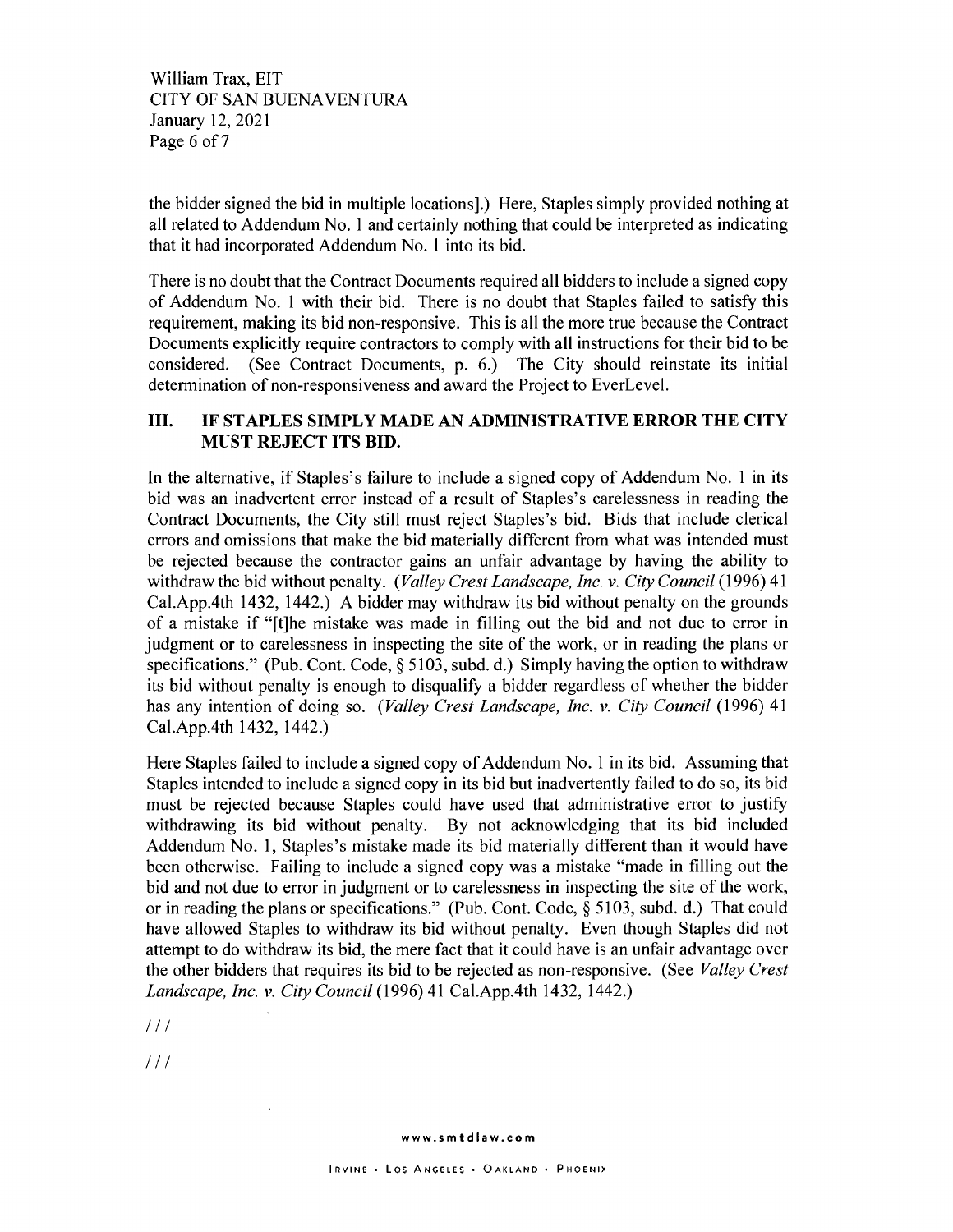the bidder signed the bid in multiple locations].) Here, Staples simply provided nothing at all related to Addendum No. 1 and certainly nothing that could be interpreted as indicating that it had incorporated Addendum No. 1 into its bid.

There is no doubt that the Contract Documents required all bidders to include a signed copy of Addendum No. 1 with their bid. There is no doubt that Staples failed to satisfy this requirement, making its bid non-responsive. This is all the more true because the Contract Documents explicitly require contractors to comply with all instructions for their bid to be considered. (See Contract Documents, p. 6.) The City should reinstate its initial determination of non-responsiveness and award the Project to EverLevel.

## III. IF STAPLES SIMPLY MADE AN ADMINISTRATIVE ERROR THE CITY MUST REJECT ITS BID.

In the alternative, if Staples's failure to include a signed copy of Addendum No. 1 in its bid was an inadvertent error instead of a result of Staples's carelessness in reading the Contract Documents, the City still must reject Staples's bid. Bids that include clerical errors and omissions that make the bid materially different from what was intended must be rejected because the contractor gains an unfair advantage by having the ability to withdraw the bid without penalty. (*Valley Crest Landscape, Inc. v. City Council* (1996) 41 Cal.App.4th 1432, 1442.) A bidder may withdraw its bid without penalty on the grounds of a mistake if "[t]he mistake was made in filling out the bid and not due to error in judgment or to carelessness in inspecting the site of the work, or in reading the plans or specifications." (Pub. Cont. Code, § 5103, subd. d.) Simply having the option to withdraw its bid without penalty is enough to disqualify a bidder regardless of whether the bidder has any intention of doing so. (*Valley Crest Landscape, Inc. v. City Council* (1996) 41 Cal.App.4th 1432, 1442.)

Here Staples failed to include a signed copy of Addendum No. 1 in its bid. Assuming that Staples intended to include a signed copy in its bid but inadvertently failed to do so, its bid must be rejected because Staples could have used that administrative error to justify withdrawing its bid without penalty. By not acknowledging that its bid included Addendum No. 1, Staples's mistake made its bid materially different than it would have been otherwise. Failing to include a signed copy was a mistake "made in filling out the bid and not due to error in judgment or to carelessness in inspecting the site of the work, or in reading the plans or specifications." (Pub. Cont. Code, § 5103, subd. d.) That could have allowed Staples to withdraw its bid without penalty. Even though Staples did not attempt to do withdraw its bid, the mere fact that it could have is an unfair advantage over the other bidders that requires its bid to be rejected as non-responsive. (See *Valley Crest Landscape, Inc. v. City Council* (1996) 41 Cal.App.4th 1432, 1442.)

///

///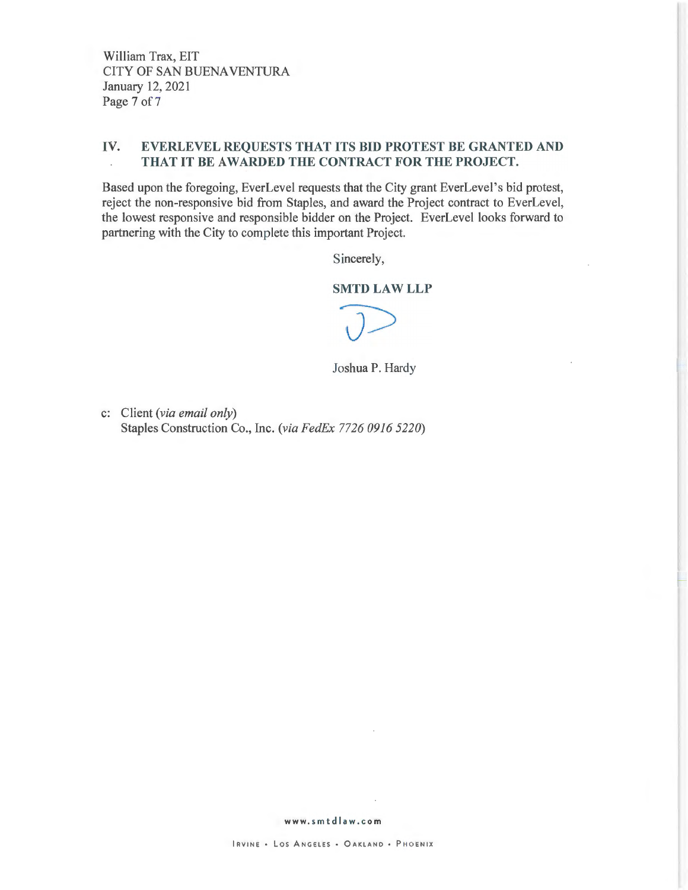## IV. EVERLEVEL REQUESTS THAT ITS BID PROTEST BE GRANTED AND THAT IT BE AWARDED THE CONTRACT FOR THE PROJECT.

Based upon the foregoing, EverLevel requests that the City grant EverLevel's bid protest, reject the non-responsive bid from Staples, and award the Project contract to EverLevel, the lowest responsive and responsible bidder on the Project. EverLevel looks forward to partnering with the City to complete this important Project.

Sincerely,

**SMTD LAW LLP**

Joshua P. Hardy

c: Client (*via email only*)
Staples Construction Co., Inc. (*via FedEx 7726 0916 5220*)